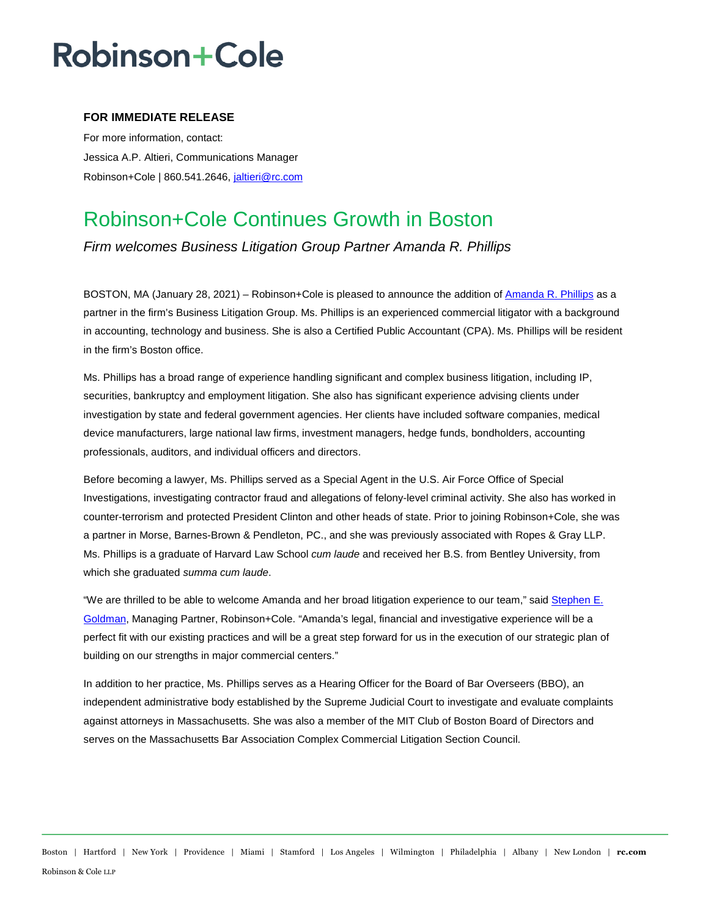# Robinson+Cole

**FOR IMMEDIATE RELEASE**

For more information, contact:

Jessica A.P. Altieri, Communications Manager

Robinson+Cole | 860.541.2646, jaltieri@rc.com

## Robinson+Cole Continues Growth in Boston

*Firm welcomes Business Litigation Group Partner Amanda R. Phillips*

BOSTON, MA (January 28, 2021) – Robinson+Cole is pleased to announce the addition of Amanda R. Phillips as a partner in the firm's Business Litigation Group. Ms. Phillips is an experienced commercial litigator with a background in accounting, technology and business. She is also a Certified Public Accountant (CPA). Ms. Phillips will be resident in the firm's Boston office.

Ms. Phillips has a broad range of experience handling significant and complex business litigation, including IP, securities, bankruptcy and employment litigation. She also has significant experience advising clients under investigation by state and federal government agencies. Her clients have included software companies, medical device manufacturers, large national law firms, investment managers, hedge funds, bondholders, accounting professionals, auditors, and individual officers and directors.

Before becoming a lawyer, Ms. Phillips served as a Special Agent in the U.S. Air Force Office of Special Investigations, investigating contractor fraud and allegations of felony-level criminal activity. She also has worked in counter-terrorism and protected President Clinton and other heads of state. Prior to joining Robinson+Cole, she was a partner in Morse, Barnes-Brown & Pendleton, PC., and she was previously associated with Ropes & Gray LLP. Ms. Phillips is a graduate of Harvard Law School *cum laude* and received her B.S. from Bentley University, from which she graduated *summa cum laude*.

"We are thrilled to be able to welcome Amanda and her broad litigation experience to our team," said Stephen E. Goldman, Managing Partner, Robinson+Cole. "Amanda's legal, financial and investigative experience will be a perfect fit with our existing practices and will be a great step forward for us in the execution of our strategic plan of building on our strengths in major commercial centers."

In addition to her practice, Ms. Phillips serves as a Hearing Officer for the Board of Bar Overseers (BBO), an independent administrative body established by the Supreme Judicial Court to investigate and evaluate complaints against attorneys in Massachusetts. She was also a member of the MIT Club of Boston Board of Directors and serves on the Massachusetts Bar Association Complex Commercial Litigation Section Council.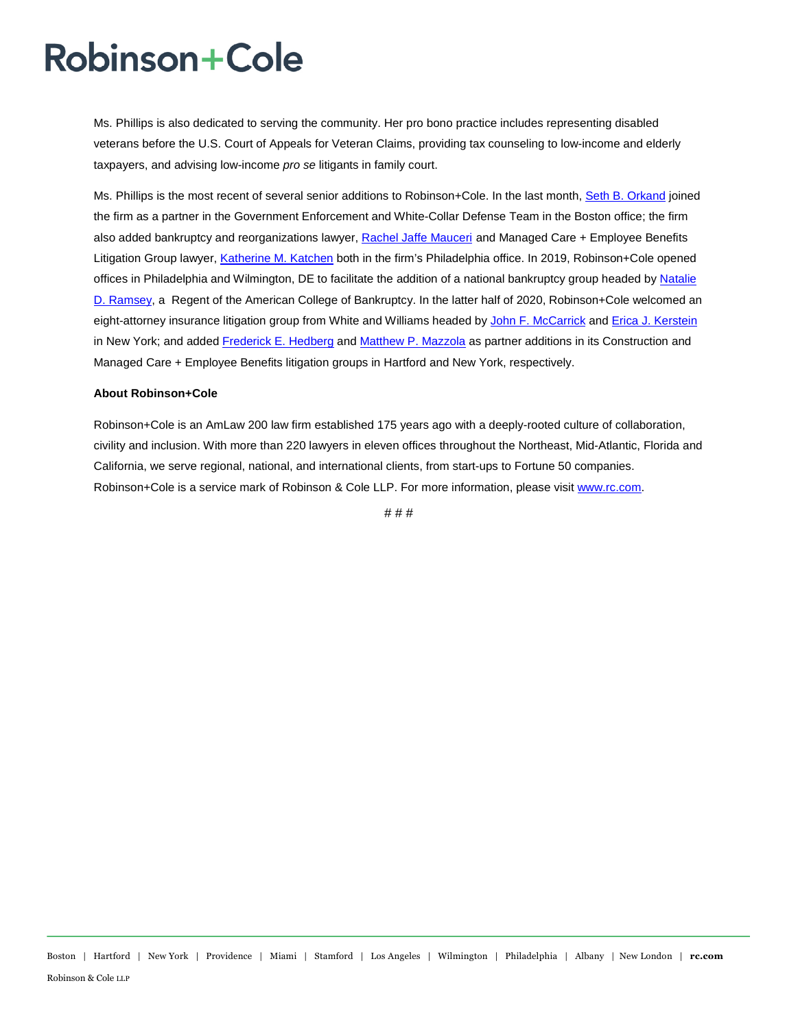Ms. Phillips is also dedicated to serving the community. Her pro bono practice includes representing disabled veterans before the U.S. Court of Appeals for Veteran Claims, providing tax counseling to low-income and elderly taxpayers, and advising low-income *pro se* litigants in family court.

Ms. Phillips is the most recent of several senior additions to Robinson+Cole. In the last month, Seth B. Orkand joined the firm as a partner in the Government Enforcement and White-Collar Defense Team in the Boston office; the firm also added bankruptcy and reorganizations lawyer, Rachel Jaffe Mauceri and Managed Care + Employee Benefits Litigation Group lawyer, Katherine M. Katchen both in the firm's Philadelphia office. In 2019, Robinson+Cole opened offices in Philadelphia and Wilmington, DE to facilitate the addition of a national bankruptcy group headed by Natalie D. Ramsey, a Regent of the American College of Bankruptcy. In the latter half of 2020, Robinson+Cole welcomed an eight-attorney insurance litigation group from White and Williams headed by John F. McCarrick and Erica J. Kerstein in New York; and added Frederick E. Hedberg and Matthew P. Mazzola as partner additions in its Construction and Managed Care + Employee Benefits litigation groups in Hartford and New York, respectively.

**About Robinson+Cole**

Robinson+Cole is an AmLaw 200 law firm established 175 years ago with a deeply-rooted culture of collaboration, civility and inclusion. With more than 220 lawyers in eleven offices throughout the Northeast, Mid-Atlantic, Florida and California, we serve regional, national, and international clients, from start-ups to Fortune 50 companies. Robinson+Cole is a service mark of Robinson & Cole LLP. For more information, please visit www.rc.com.

# # #